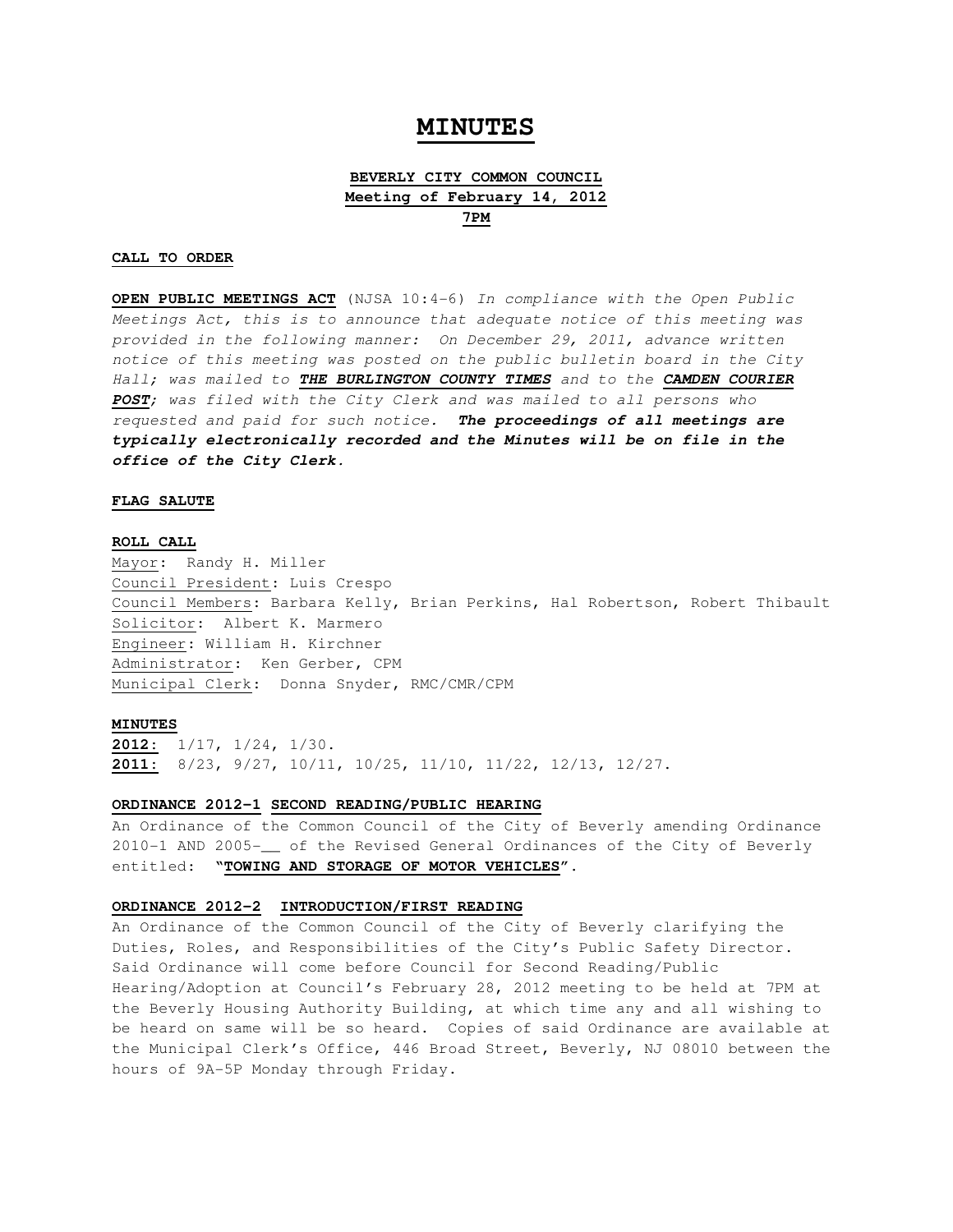# MINUTES

**BEVERLY CITY COMMON COUNCIL**
**Meeting of February 14, 2012**
**7PM**

**CALL TO ORDER**

**OPEN PUBLIC MEETINGS ACT** (NJSA 10:4-6) *In compliance with the Open Public Meetings Act, this is to announce that adequate notice of this meeting was provided in the following manner: On December 29, 2011, advance written notice of this meeting was posted on the public bulletin board in the City Hall; was mailed to* ***THE BURLINGTON COUNTY TIMES*** *and to the* ***CAMDEN COURIER POST****; was filed with the City Clerk and was mailed to all persons who requested and paid for such notice.* ***The proceedings of all meetings are typically electronically recorded and the Minutes will be on file in the office of the City Clerk.***

**FLAG SALUTE**

**ROLL CALL**

Mayor: Randy H. Miller
Council President: Luis Crespo
Council Members: Barbara Kelly, Brian Perkins, Hal Robertson, Robert Thibault
Solicitor: Albert K. Marmero
Engineer: William H. Kirchner
Administrator: Ken Gerber, CPM
Municipal Clerk: Donna Snyder, RMC/CMR/CPM

**MINUTES**

**2012:** 1/17, 1/24, 1/30.
**2011:** 8/23, 9/27, 10/11, 10/25, 11/10, 11/22, 12/13, 12/27.

**ORDINANCE 2012-1 SECOND READING/PUBLIC HEARING**

An Ordinance of the Common Council of the City of Beverly amending Ordinance 2010-1 AND 2005-__ of the Revised General Ordinances of the City of Beverly entitled: **"TOWING AND STORAGE OF MOTOR VEHICLES"**.

**ORDINANCE 2012-2 INTRODUCTION/FIRST READING**

An Ordinance of the Common Council of the City of Beverly clarifying the Duties, Roles, and Responsibilities of the City's Public Safety Director. Said Ordinance will come before Council for Second Reading/Public Hearing/Adoption at Council's February 28, 2012 meeting to be held at 7PM at the Beverly Housing Authority Building, at which time any and all wishing to be heard on same will be so heard. Copies of said Ordinance are available at the Municipal Clerk's Office, 446 Broad Street, Beverly, NJ 08010 between the hours of 9A-5P Monday through Friday.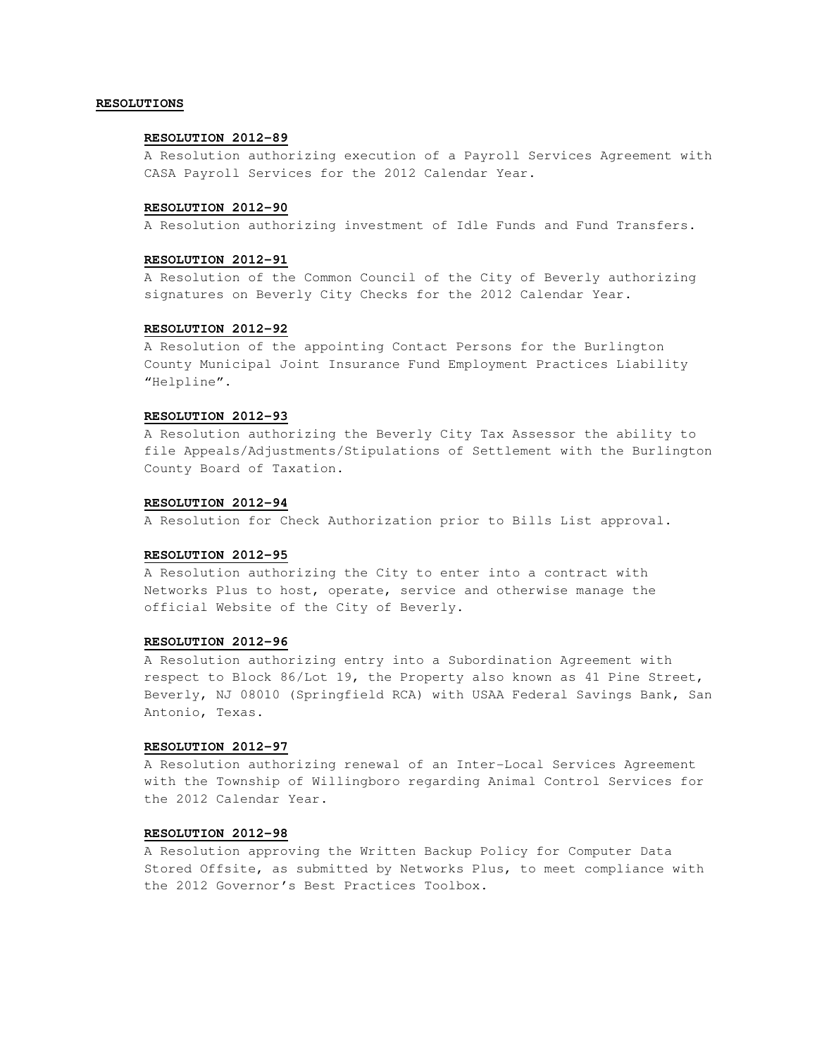## RESOLUTIONS

### RESOLUTION 2012-89

A Resolution authorizing execution of a Payroll Services Agreement with CASA Payroll Services for the 2012 Calendar Year.

### RESOLUTION 2012-90

A Resolution authorizing investment of Idle Funds and Fund Transfers.

### RESOLUTION 2012-91

A Resolution of the Common Council of the City of Beverly authorizing signatures on Beverly City Checks for the 2012 Calendar Year.

### RESOLUTION 2012-92

A Resolution of the appointing Contact Persons for the Burlington County Municipal Joint Insurance Fund Employment Practices Liability "Helpline".

### RESOLUTION 2012-93

A Resolution authorizing the Beverly City Tax Assessor the ability to file Appeals/Adjustments/Stipulations of Settlement with the Burlington County Board of Taxation.

### RESOLUTION 2012-94

A Resolution for Check Authorization prior to Bills List approval.

### RESOLUTION 2012-95

A Resolution authorizing the City to enter into a contract with Networks Plus to host, operate, service and otherwise manage the official Website of the City of Beverly.

### RESOLUTION 2012-96

A Resolution authorizing entry into a Subordination Agreement with respect to Block 86/Lot 19, the Property also known as 41 Pine Street, Beverly, NJ 08010 (Springfield RCA) with USAA Federal Savings Bank, San Antonio, Texas.

### RESOLUTION 2012-97

A Resolution authorizing renewal of an Inter-Local Services Agreement with the Township of Willingboro regarding Animal Control Services for the 2012 Calendar Year.

### RESOLUTION 2012-98

A Resolution approving the Written Backup Policy for Computer Data Stored Offsite, as submitted by Networks Plus, to meet compliance with the 2012 Governor's Best Practices Toolbox.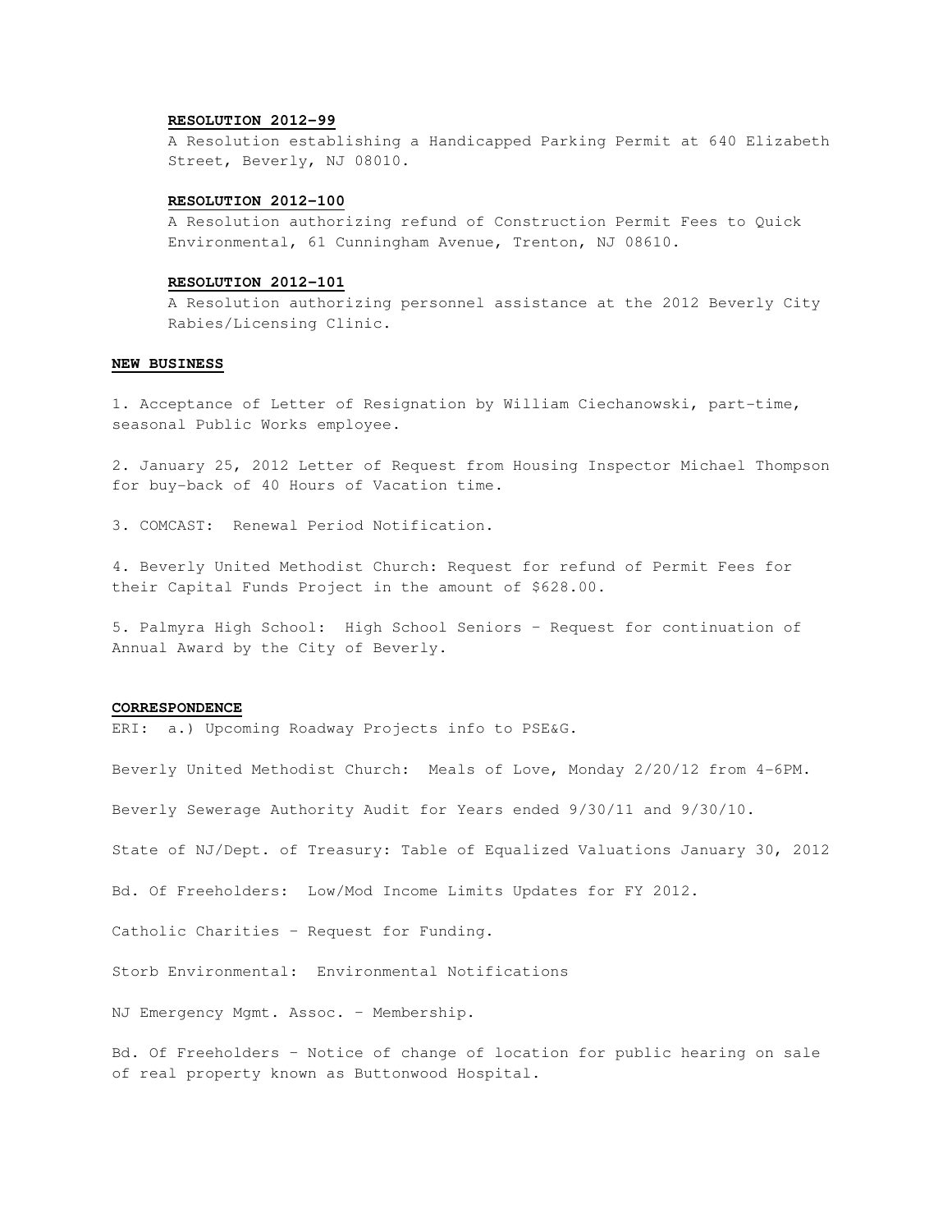**RESOLUTION 2012-99**

A Resolution establishing a Handicapped Parking Permit at 640 Elizabeth Street, Beverly, NJ 08010.

**RESOLUTION 2012-100**

A Resolution authorizing refund of Construction Permit Fees to Quick Environmental, 61 Cunningham Avenue, Trenton, NJ 08610.

**RESOLUTION 2012-101**

A Resolution authorizing personnel assistance at the 2012 Beverly City Rabies/Licensing Clinic.

**NEW BUSINESS**

1. Acceptance of Letter of Resignation by William Ciechanowski, part-time, seasonal Public Works employee.

2. January 25, 2012 Letter of Request from Housing Inspector Michael Thompson for buy-back of 40 Hours of Vacation time.

3. COMCAST: Renewal Period Notification.

4. Beverly United Methodist Church: Request for refund of Permit Fees for their Capital Funds Project in the amount of $628.00.

5. Palmyra High School: High School Seniors – Request for continuation of Annual Award by the City of Beverly.

**CORRESPONDENCE**

ERI: a.) Upcoming Roadway Projects info to PSE&G.

Beverly United Methodist Church: Meals of Love, Monday 2/20/12 from 4-6PM.

Beverly Sewerage Authority Audit for Years ended 9/30/11 and 9/30/10.

State of NJ/Dept. of Treasury: Table of Equalized Valuations January 30, 2012

Bd. Of Freeholders: Low/Mod Income Limits Updates for FY 2012.

Catholic Charities – Request for Funding.

Storb Environmental: Environmental Notifications

NJ Emergency Mgmt. Assoc. – Membership.

Bd. Of Freeholders – Notice of change of location for public hearing on sale of real property known as Buttonwood Hospital.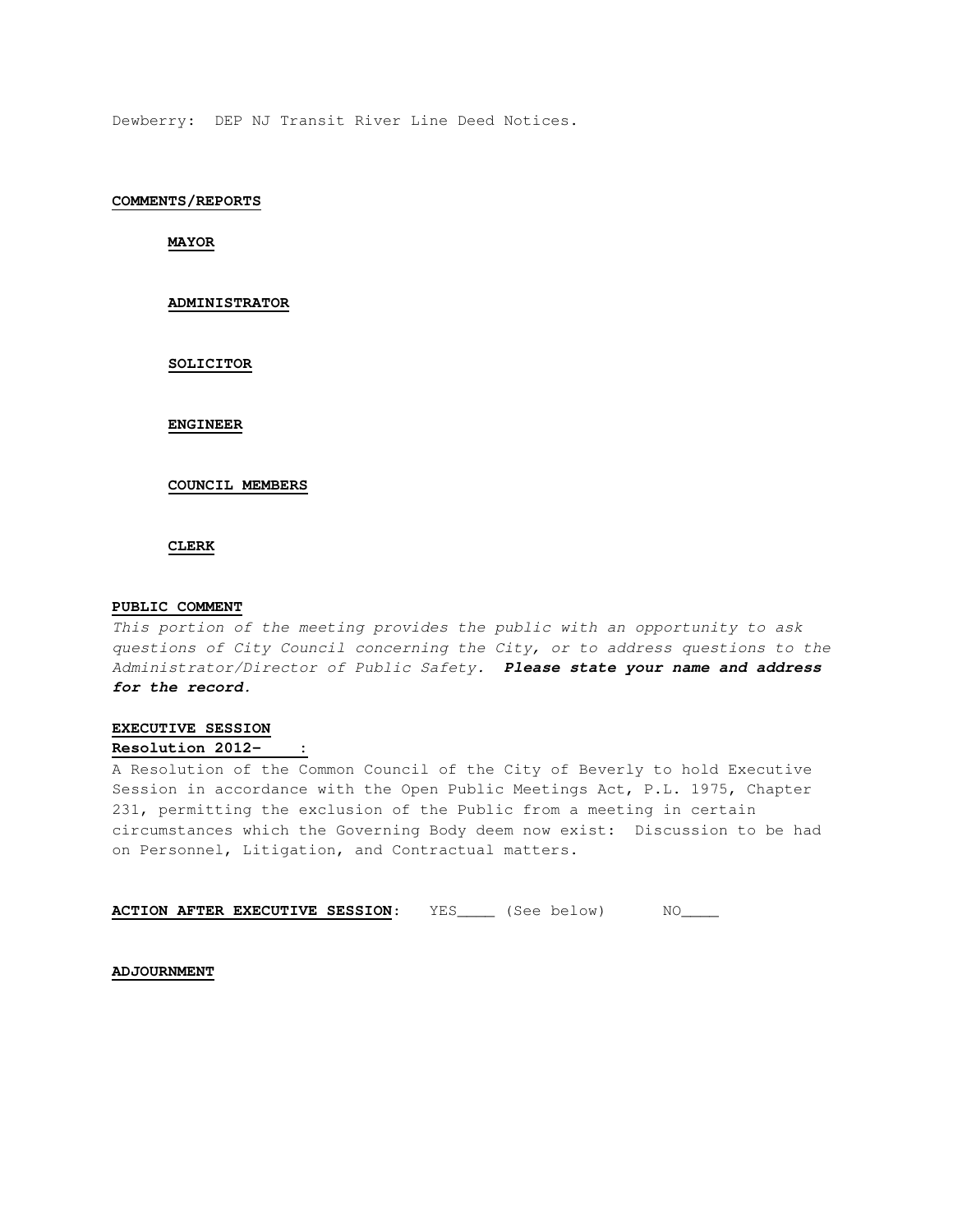Dewberry: DEP NJ Transit River Line Deed Notices.

**COMMENTS/REPORTS**

**MAYOR**

**ADMINISTRATOR**

**SOLICITOR**

**ENGINEER**

**COUNCIL MEMBERS**

**CLERK**

**PUBLIC COMMENT**

*This portion of the meeting provides the public with an opportunity to ask questions of City Council concerning the City, or to address questions to the Administrator/Director of Public Safety.* ***Please state your name and address for the record.***

**EXECUTIVE SESSION**

**Resolution 2012-\_\_\_\_:**

A Resolution of the Common Council of the City of Beverly to hold Executive Session in accordance with the Open Public Meetings Act, P.L. 1975, Chapter 231, permitting the exclusion of the Public from a meeting in certain circumstances which the Governing Body deem now exist: Discussion to be had on Personnel, Litigation, and Contractual matters.

**ACTION AFTER EXECUTIVE SESSION**: YES\_\_\_\_ (See below) NO\_\_\_\_

**ADJOURNMENT**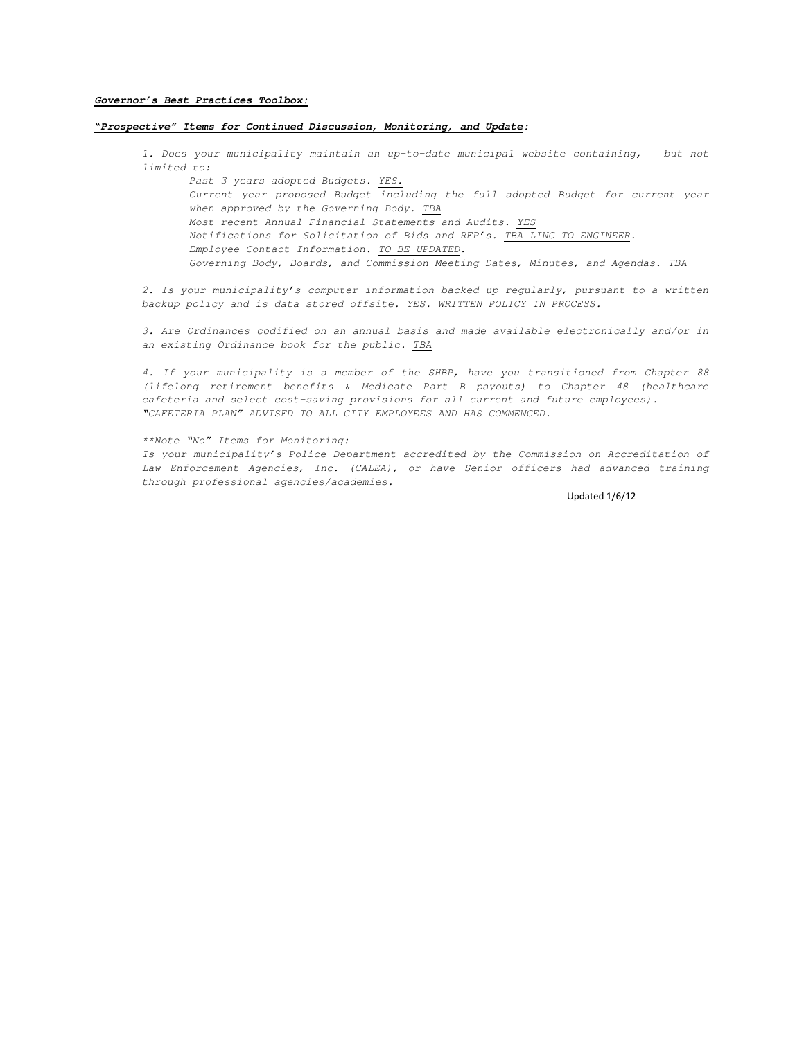***Governor's Best Practices Toolbox:***

***"Prospective" Items for Continued Discussion, Monitoring, and Update:***

*1. Does your municipality maintain an up-to-date municipal website containing, but not limited to:*

*Past 3 years adopted Budgets. YES.*

*Current year proposed Budget including the full adopted Budget for current year when approved by the Governing Body. TBA*

*Most recent Annual Financial Statements and Audits. YES*

*Notifications for Solicitation of Bids and RFP's. TBA LINC TO ENGINEER.*

*Employee Contact Information. TO BE UPDATED.*

*Governing Body, Boards, and Commission Meeting Dates, Minutes, and Agendas. TBA*

*2. Is your municipality's computer information backed up regularly, pursuant to a written backup policy and is data stored offsite. YES. WRITTEN POLICY IN PROCESS.*

*3. Are Ordinances codified on an annual basis and made available electronically and/or in an existing Ordinance book for the public. TBA*

*4. If your municipality is a member of the SHBP, have you transitioned from Chapter 88 (lifelong retirement benefits & Medicate Part B payouts) to Chapter 48 (healthcare cafeteria and select cost-saving provisions for all current and future employees). "CAFETERIA PLAN" ADVISED TO ALL CITY EMPLOYEES AND HAS COMMENCED.*

*\*\*Note "No" Items for Monitoring:*

*Is your municipality's Police Department accredited by the Commission on Accreditation of Law Enforcement Agencies, Inc. (CALEA), or have Senior officers had advanced training through professional agencies/academies.*

Updated 1/6/12